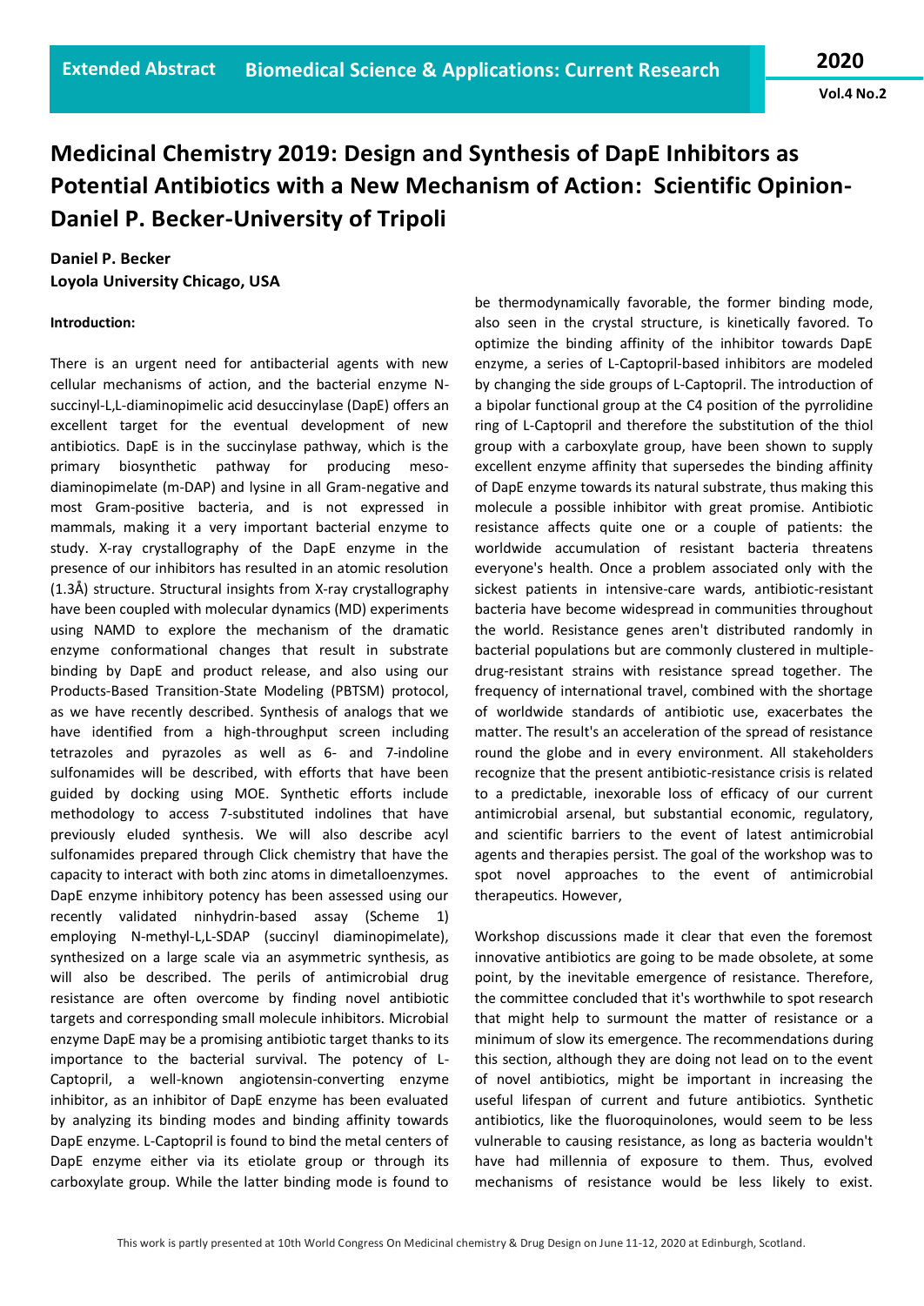# Medicinal Chemistry 2019: Design and Synthesis of DapE Inhibitors as Potential Antibiotics with a New Mechanism of Action: Scientific Opinion-Daniel P. Becker-University of Tripoli

**Daniel P. Becker**
**Loyola University Chicago, USA**

**Introduction:**

There is an urgent need for antibacterial agents with new cellular mechanisms of action, and the bacterial enzyme N-succinyl-L,L-diaminopimelic acid desuccinylase (DapE) offers an excellent target for the eventual development of new antibiotics. DapE is in the succinylase pathway, which is the primary biosynthetic pathway for producing meso-diaminopimelate (m-DAP) and lysine in all Gram-negative and most Gram-positive bacteria, and is not expressed in mammals, making it a very important bacterial enzyme to study. X-ray crystallography of the DapE enzyme in the presence of our inhibitors has resulted in an atomic resolution (1.3Å) structure. Structural insights from X-ray crystallography have been coupled with molecular dynamics (MD) experiments using NAMD to explore the mechanism of the dramatic enzyme conformational changes that result in substrate binding by DapE and product release, and also using our Products-Based Transition-State Modeling (PBTSM) protocol, as we have recently described. Synthesis of analogs that we have identified from a high-throughput screen including tetrazoles and pyrazoles as well as 6- and 7-indoline sulfonamides will be described, with efforts that have been guided by docking using MOE. Synthetic efforts include methodology to access 7-substituted indolines that have previously eluded synthesis. We will also describe acyl sulfonamides prepared through Click chemistry that have the capacity to interact with both zinc atoms in dimetalloenzymes. DapE enzyme inhibitory potency has been assessed using our recently validated ninhydrin-based assay (Scheme 1) employing N-methyl-L,L-SDAP (succinyl diaminopimelate), synthesized on a large scale via an asymmetric synthesis, as will also be described. The perils of antimicrobial drug resistance are often overcome by finding novel antibiotic targets and corresponding small molecule inhibitors. Microbial enzyme DapE may be a promising antibiotic target thanks to its importance to the bacterial survival. The potency of L-Captopril, a well-known angiotensin-converting enzyme inhibitor, as an inhibitor of DapE enzyme has been evaluated by analyzing its binding modes and binding affinity towards DapE enzyme. L-Captopril is found to bind the metal centers of DapE enzyme either via its etiolate group or through its carboxylate group. While the latter binding mode is found to be thermodynamically favorable, the former binding mode, also seen in the crystal structure, is kinetically favored. To optimize the binding affinity of the inhibitor towards DapE enzyme, a series of L-Captopril-based inhibitors are modeled by changing the side groups of L-Captopril. The introduction of a bipolar functional group at the C4 position of the pyrrolidine ring of L-Captopril and therefore the substitution of the thiol group with a carboxylate group, have been shown to supply excellent enzyme affinity that supersedes the binding affinity of DapE enzyme towards its natural substrate, thus making this molecule a possible inhibitor with great promise. Antibiotic resistance affects quite one or a couple of patients: the worldwide accumulation of resistant bacteria threatens everyone's health. Once a problem associated only with the sickest patients in intensive-care wards, antibiotic-resistant bacteria have become widespread in communities throughout the world. Resistance genes aren't distributed randomly in bacterial populations but are commonly clustered in multiple-drug-resistant strains with resistance spread together. The frequency of international travel, combined with the shortage of worldwide standards of antibiotic use, exacerbates the matter. The result's an acceleration of the spread of resistance round the globe and in every environment. All stakeholders recognize that the present antibiotic-resistance crisis is related to a predictable, inexorable loss of efficacy of our current antimicrobial arsenal, but substantial economic, regulatory, and scientific barriers to the event of latest antimicrobial agents and therapies persist. The goal of the workshop was to spot novel approaches to the event of antimicrobial therapeutics. However,

Workshop discussions made it clear that even the foremost innovative antibiotics are going to be made obsolete, at some point, by the inevitable emergence of resistance. Therefore, the committee concluded that it's worthwhile to spot research that might help to surmount the matter of resistance or a minimum of slow its emergence. The recommendations during this section, although they are doing not lead on to the event of novel antibiotics, might be important in increasing the useful lifespan of current and future antibiotics. Synthetic antibiotics, like the fluoroquinolones, would seem to be less vulnerable to causing resistance, as long as bacteria wouldn't have had millennia of exposure to them. Thus, evolved mechanisms of resistance would be less likely to exist.

This work is partly presented at 10th World Congress On Medicinal chemistry & Drug Design on June 11-12, 2020 at Edinburgh, Scotland.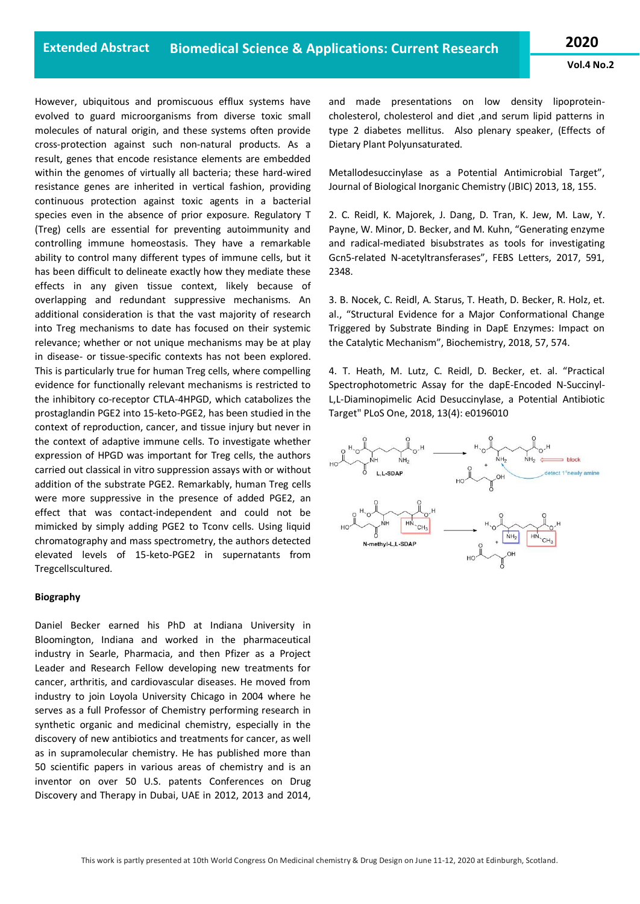However, ubiquitous and promiscuous efflux systems have evolved to guard microorganisms from diverse toxic small molecules of natural origin, and these systems often provide cross-protection against such non-natural products. As a result, genes that encode resistance elements are embedded within the genomes of virtually all bacteria; these hard-wired resistance genes are inherited in vertical fashion, providing continuous protection against toxic agents in a bacterial species even in the absence of prior exposure. Regulatory T (Treg) cells are essential for preventing autoimmunity and controlling immune homeostasis. They have a remarkable ability to control many different types of immune cells, but it has been difficult to delineate exactly how they mediate these effects in any given tissue context, likely because of overlapping and redundant suppressive mechanisms. An additional consideration is that the vast majority of research into Treg mechanisms to date has focused on their systemic relevance; whether or not unique mechanisms may be at play in disease- or tissue-specific contexts has not been explored. This is particularly true for human Treg cells, where compelling evidence for functionally relevant mechanisms is restricted to the inhibitory co-receptor CTLA-4HPGD, which catabolizes the prostaglandin PGE2 into 15-keto-PGE2, has been studied in the context of reproduction, cancer, and tissue injury but never in the context of adaptive immune cells. To investigate whether expression of HPGD was important for Treg cells, the authors carried out classical in vitro suppression assays with or without addition of the substrate PGE2. Remarkably, human Treg cells were more suppressive in the presence of added PGE2, an effect that was contact-independent and could not be mimicked by simply adding PGE2 to Tconv cells. Using liquid chromatography and mass spectrometry, the authors detected elevated levels of 15-keto-PGE2 in supernatants from Tregcellscultured.

## Biography

Daniel Becker earned his PhD at Indiana University in Bloomington, Indiana and worked in the pharmaceutical industry in Searle, Pharmacia, and then Pfizer as a Project Leader and Research Fellow developing new treatments for cancer, arthritis, and cardiovascular diseases. He moved from industry to join Loyola University Chicago in 2004 where he serves as a full Professor of Chemistry performing research in synthetic organic and medicinal chemistry, especially in the discovery of new antibiotics and treatments for cancer, as well as in supramolecular chemistry. He has published more than 50 scientific papers in various areas of chemistry and is an inventor on over 50 U.S. patents Conferences on Drug Discovery and Therapy in Dubai, UAE in 2012, 2013 and 2014, and made presentations on low density lipoprotein-cholesterol, cholesterol and diet ,and serum lipid patterns in type 2 diabetes mellitus. Also plenary speaker, (Effects of Dietary Plant Polyunsaturated.

Metallodesuccinylase as a Potential Antimicrobial Target", Journal of Biological Inorganic Chemistry (JBIC) 2013, 18, 155.

2. C. Reidl, K. Majorek, J. Dang, D. Tran, K. Jew, M. Law, Y. Payne, W. Minor, D. Becker, and M. Kuhn, "Generating enzyme and radical-mediated bisubstrates as tools for investigating Gcn5-related N-acetyltransferases", FEBS Letters, 2017, 591, 2348.

3. B. Nocek, C. Reidl, A. Starus, T. Heath, D. Becker, R. Holz, et. al., "Structural Evidence for a Major Conformational Change Triggered by Substrate Binding in DapE Enzymes: Impact on the Catalytic Mechanism", Biochemistry, 2018, 57, 574.

4. T. Heath, M. Lutz, C. Reidl, D. Becker, et. al. "Practical Spectrophotometric Assay for the dapE-Encoded N-Succinyl-L,L-Diaminopimelic Acid Desuccinylase, a Potential Antibiotic Target" PLoS One, 2018, 13(4): e0196010

L,L-SDAP

block

detect 1°newly amine

N-methyl-L,L-SDAP